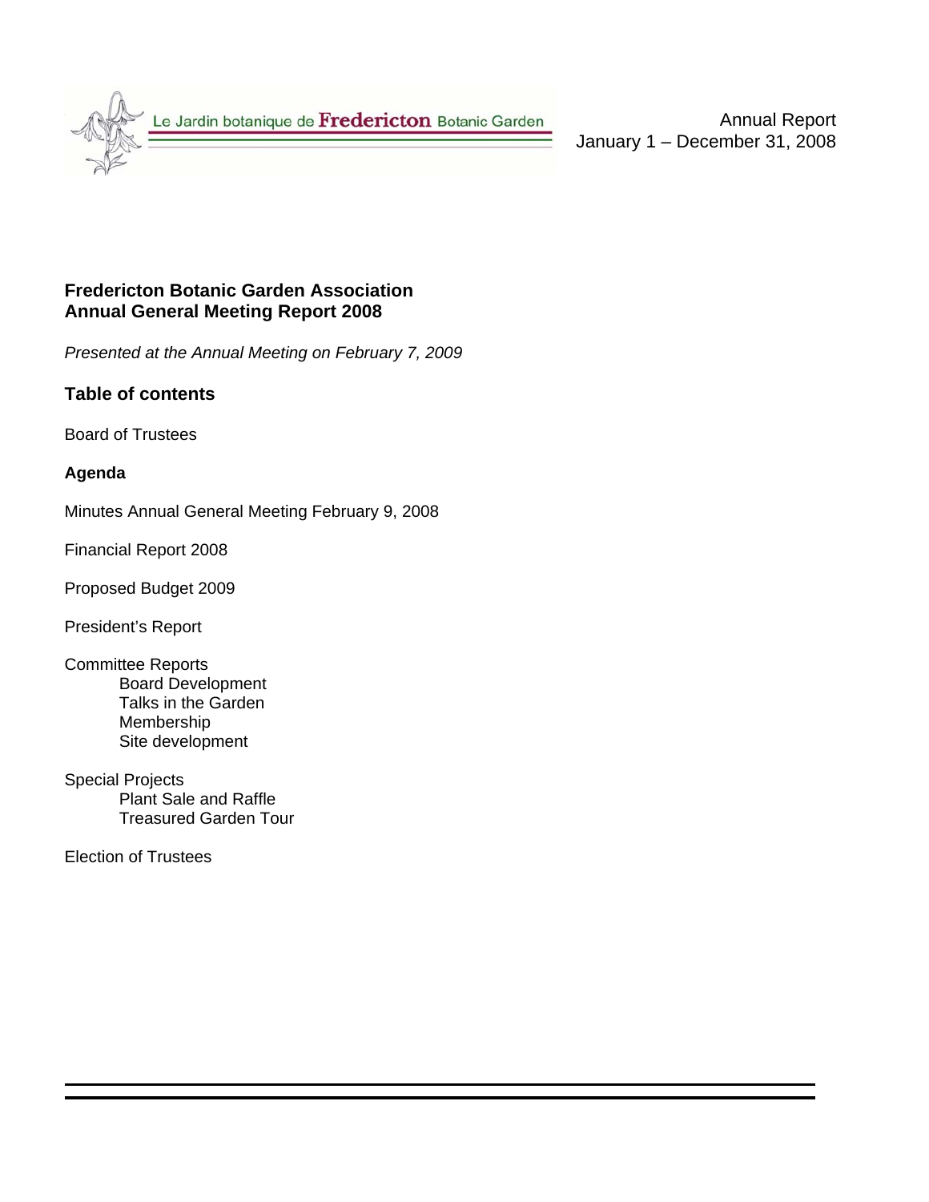Le Jardin botanique de **Fredericton** Botanic Garden

Annual Report
January 1 – December 31, 2008

**Fredericton Botanic Garden Association**
**Annual General Meeting Report 2008**

*Presented at the Annual Meeting on February 7, 2009*

## Table of contents

Board of Trustees

**Agenda**

Minutes Annual General Meeting February 9, 2008

Financial Report 2008

Proposed Budget 2009

President's Report

Committee Reports
- Board Development
- Talks in the Garden
- Membership
- Site development

Special Projects
- Plant Sale and Raffle
- Treasured Garden Tour

Election of Trustees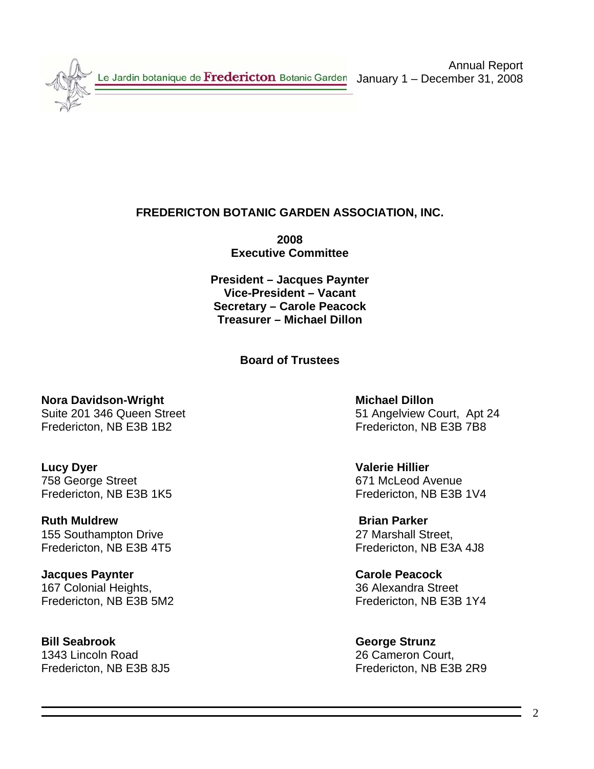# FREDERICTON BOTANIC GARDEN ASSOCIATION, INC.

**2008**
**Executive Committee**

**President – Jacques Paynter**
**Vice-President – Vacant**
**Secretary – Carole Peacock**
**Treasurer – Michael Dillon**

## Board of Trustees

**Nora Davidson-Wright**
Suite 201 346 Queen Street
Fredericton, NB E3B 1B2

**Michael Dillon**
51 Angelview Court, Apt 24
Fredericton, NB E3B 7B8

**Lucy Dyer**
758 George Street
Fredericton, NB E3B 1K5

**Valerie Hillier**
671 McLeod Avenue
Fredericton, NB E3B 1V4

**Ruth Muldrew**
155 Southampton Drive
Fredericton, NB E3B 4T5

**Brian Parker**
27 Marshall Street,
Fredericton, NB E3A 4J8

**Jacques Paynter**
167 Colonial Heights,
Fredericton, NB E3B 5M2

**Carole Peacock**
36 Alexandra Street
Fredericton, NB E3B 1Y4

**Bill Seabrook**
1343 Lincoln Road
Fredericton, NB E3B 8J5

**George Strunz**
26 Cameron Court,
Fredericton, NB E3B 2R9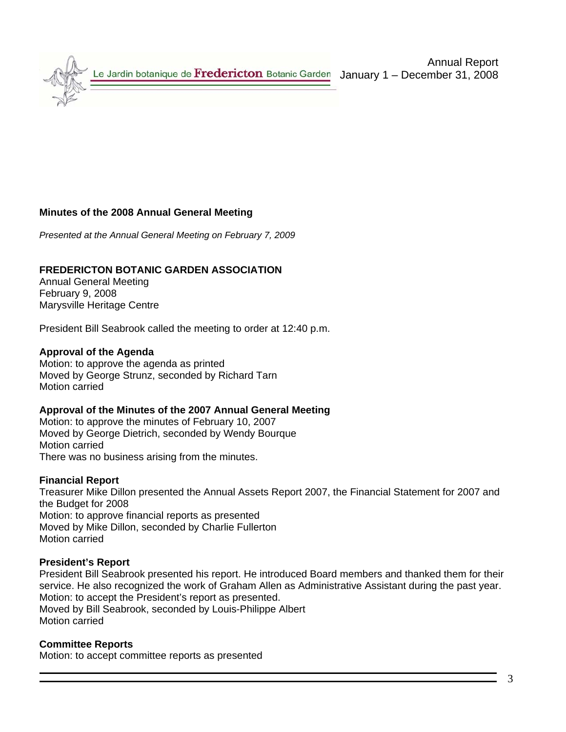**Minutes of the 2008 Annual General Meeting**

*Presented at the Annual General Meeting on February 7, 2009*

**FREDERICTON BOTANIC GARDEN ASSOCIATION**
Annual General Meeting
February 9, 2008
Marysville Heritage Centre

President Bill Seabrook called the meeting to order at 12:40 p.m.

**Approval of the Agenda**
Motion: to approve the agenda as printed
Moved by George Strunz, seconded by Richard Tarn
Motion carried

**Approval of the Minutes of the 2007 Annual General Meeting**
Motion: to approve the minutes of February 10, 2007
Moved by George Dietrich, seconded by Wendy Bourque
Motion carried
There was no business arising from the minutes.

**Financial Report**
Treasurer Mike Dillon presented the Annual Assets Report 2007, the Financial Statement for 2007 and the Budget for 2008
Motion: to approve financial reports as presented
Moved by Mike Dillon, seconded by Charlie Fullerton
Motion carried

**President's Report**
President Bill Seabrook presented his report. He introduced Board members and thanked them for their service. He also recognized the work of Graham Allen as Administrative Assistant during the past year.
Motion: to accept the President's report as presented.
Moved by Bill Seabrook, seconded by Louis-Philippe Albert
Motion carried

**Committee Reports**
Motion: to accept committee reports as presented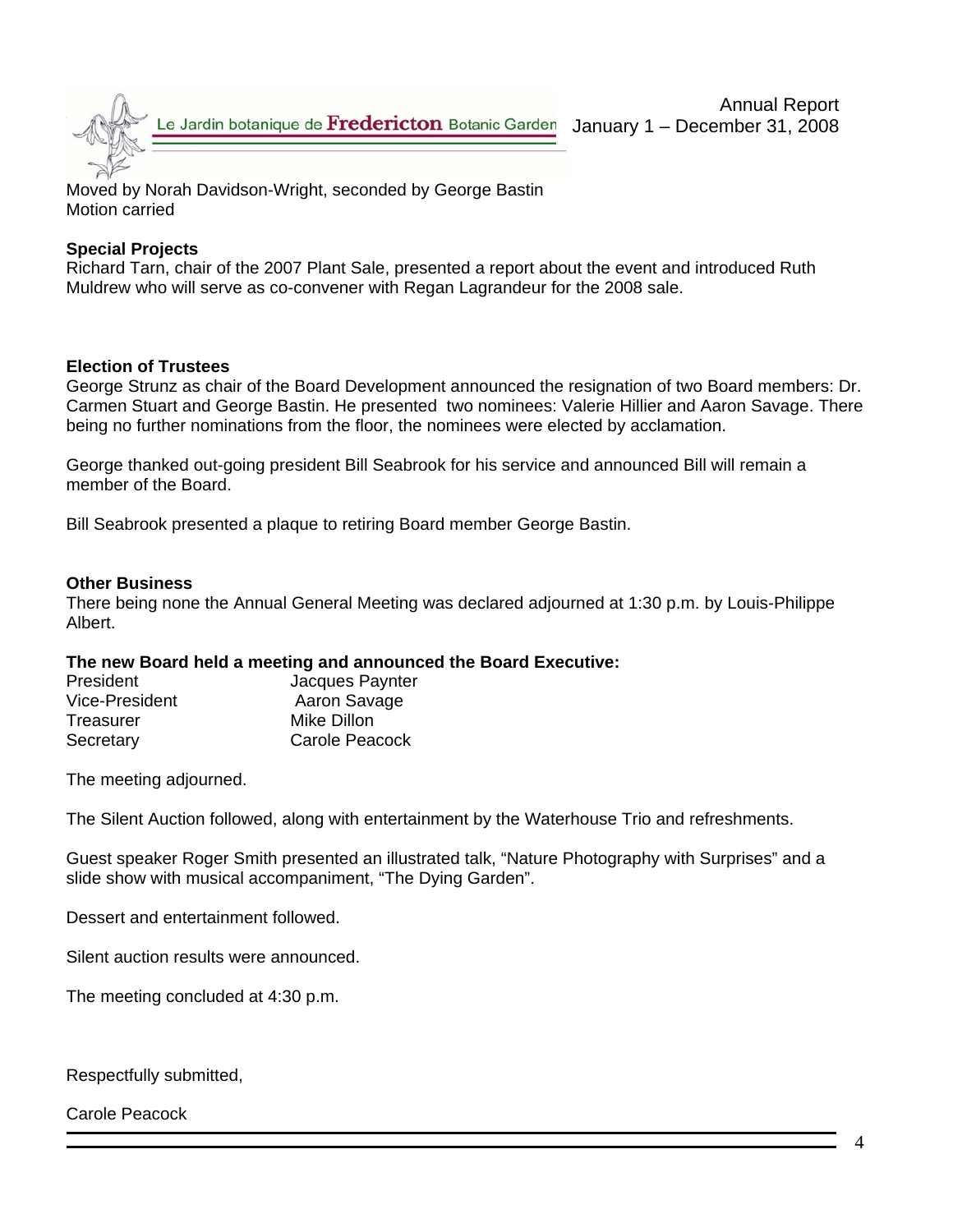Moved by Norah Davidson-Wright, seconded by George Bastin
Motion carried

**Special Projects**
Richard Tarn, chair of the 2007 Plant Sale, presented a report about the event and introduced Ruth Muldrew who will serve as co-convener with Regan Lagrandeur for the 2008 sale.

**Election of Trustees**
George Strunz as chair of the Board Development announced the resignation of two Board members: Dr. Carmen Stuart and George Bastin. He presented two nominees: Valerie Hillier and Aaron Savage. There being no further nominations from the floor, the nominees were elected by acclamation.

George thanked out-going president Bill Seabrook for his service and announced Bill will remain a member of the Board.

Bill Seabrook presented a plaque to retiring Board member George Bastin.

**Other Business**
There being none the Annual General Meeting was declared adjourned at 1:30 p.m. by Louis-Philippe Albert.

**The new Board held a meeting and announced the Board Executive:**

| | |
|---|---|
| President | Jacques Paynter |
| Vice-President | Aaron Savage |
| Treasurer | Mike Dillon |
| Secretary | Carole Peacock |

The meeting adjourned.

The Silent Auction followed, along with entertainment by the Waterhouse Trio and refreshments.

Guest speaker Roger Smith presented an illustrated talk, "Nature Photography with Surprises" and a slide show with musical accompaniment, "The Dying Garden".

Dessert and entertainment followed.

Silent auction results were announced.

The meeting concluded at 4:30 p.m.

Respectfully submitted,

Carole Peacock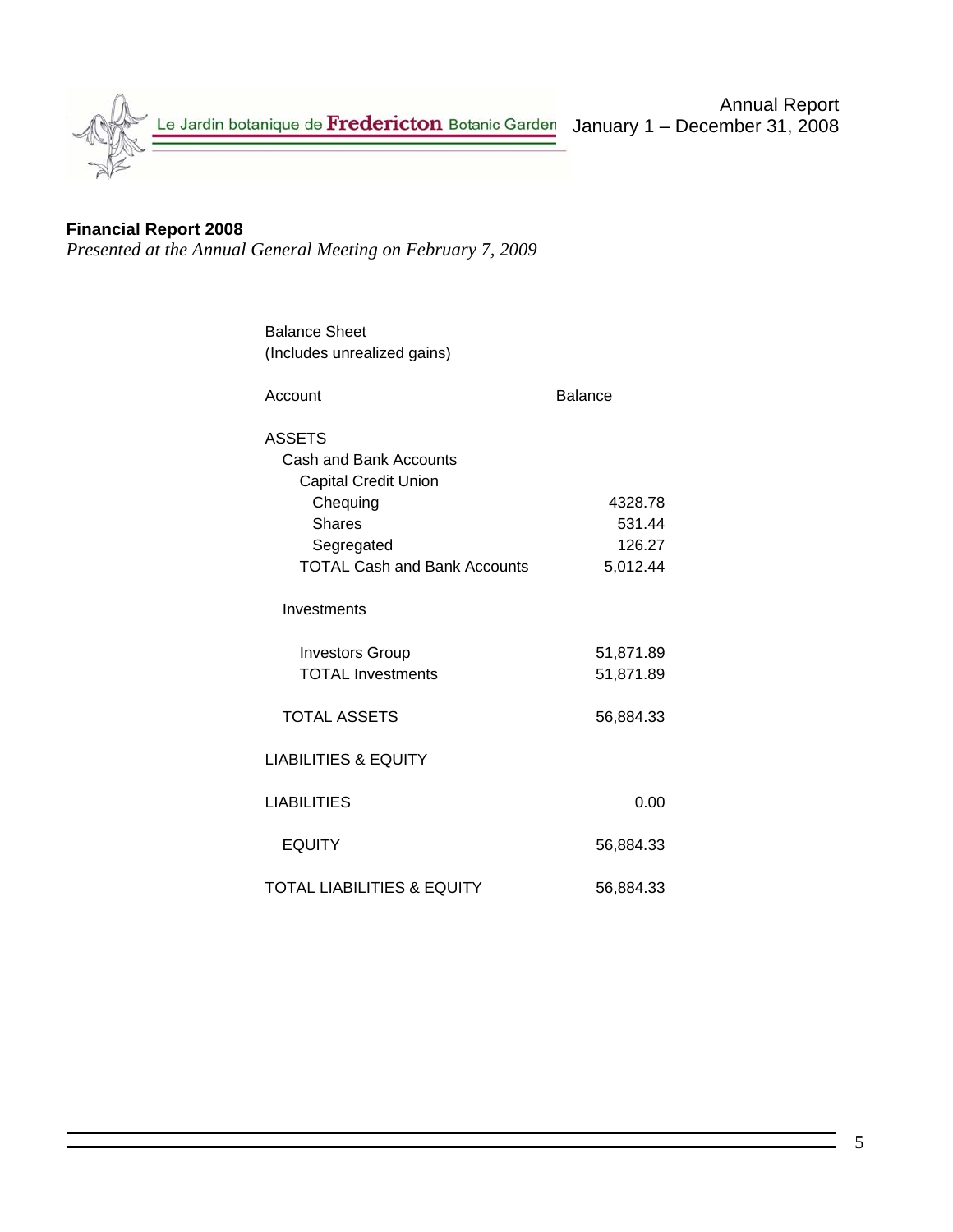## Financial Report 2008

*Presented at the Annual General Meeting on February 7, 2009*

Balance Sheet
(Includes unrealized gains)

| Account | Balance |
|---|---|
| ASSETS | |
| Cash and Bank Accounts | |
| Capital Credit Union | |
| Chequing | 4328.78 |
| Shares | 531.44 |
| Segregated | 126.27 |
| TOTAL Cash and Bank Accounts | 5,012.44 |
| Investments | |
| Investors Group | 51,871.89 |
| TOTAL Investments | 51,871.89 |
| TOTAL ASSETS | 56,884.33 |
| LIABILITIES & EQUITY | |
| LIABILITIES | 0.00 |
| EQUITY | 56,884.33 |
| TOTAL LIABILITIES & EQUITY | 56,884.33 |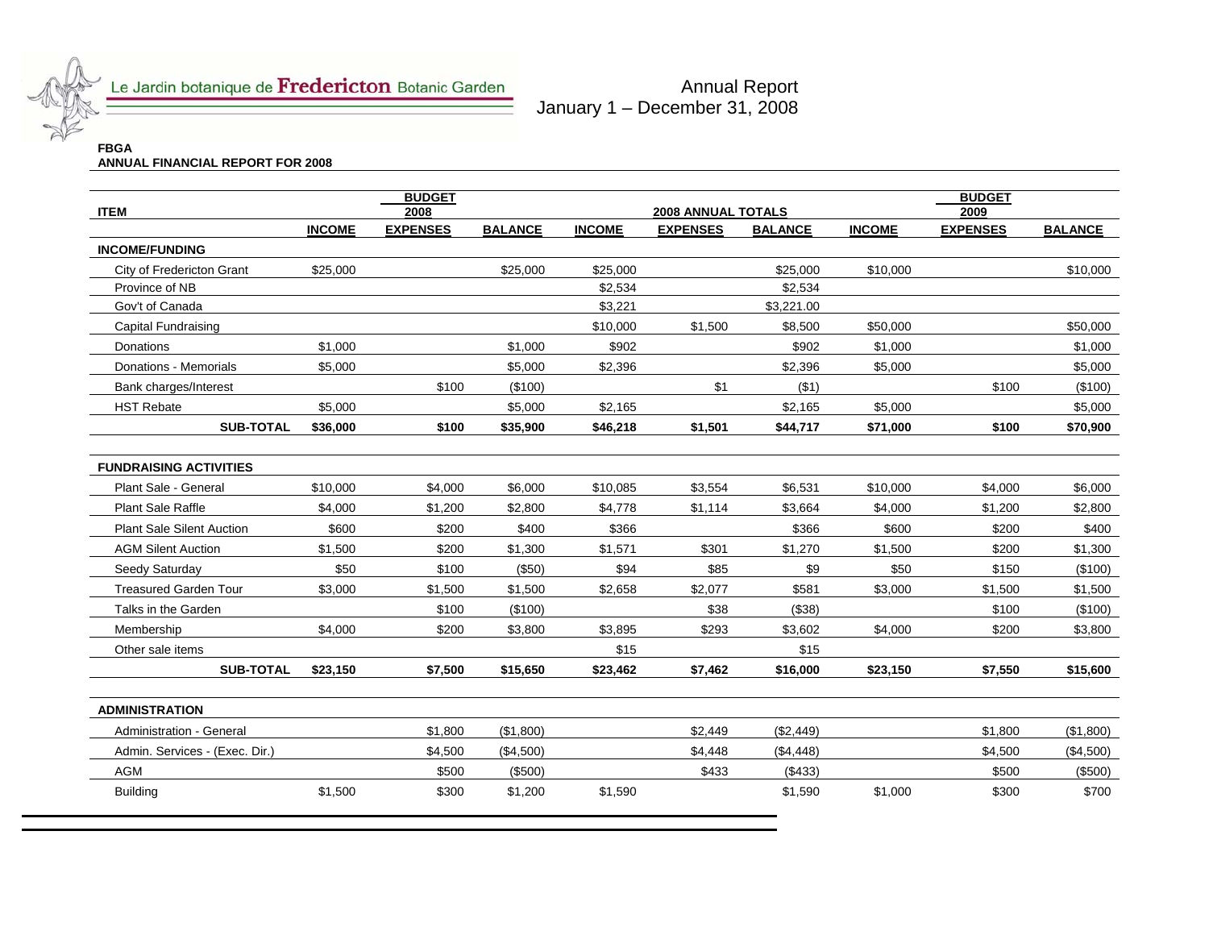Le Jardin botanique de **Fredericton** Botanic Garden

Annual Report
January 1 – December 31, 2008

**FBGA**
**ANNUAL FINANCIAL REPORT FOR 2008**

| ITEM | BUDGET 2008 | | | 2008 ANNUAL TOTALS | | | BUDGET 2009 | | |
|---|---|---|---|---|---|---|---|---|---|
| | **INCOME** | **EXPENSES** | **BALANCE** | **INCOME** | **EXPENSES** | **BALANCE** | **INCOME** | **EXPENSES** | **BALANCE** |
| **INCOME/FUNDING** | | | | | | | | | |
| City of Fredericton Grant | $25,000 | | $25,000 | $25,000 | | $25,000 | $10,000 | | $10,000 |
| Province of NB | | | | $2,534 | | $2,534 | | | |
| Gov't of Canada | | | | $3,221 | | $3,221.00 | | | |
| Capital Fundraising | | | | $10,000 | $1,500 | $8,500 | $50,000 | | $50,000 |
| Donations | $1,000 | | $1,000 | $902 | | $902 | $1,000 | | $1,000 |
| Donations - Memorials | $5,000 | | $5,000 | $2,396 | | $2,396 | $5,000 | | $5,000 |
| Bank charges/Interest | | $100 | ($100) | | $1 | ($1) | | $100 | ($100) |
| HST Rebate | $5,000 | | $5,000 | $2,165 | | $2,165 | $5,000 | | $5,000 |
| **SUB-TOTAL** | **$36,000** | **$100** | **$35,900** | **$46,218** | **$1,501** | **$44,717** | **$71,000** | **$100** | **$70,900** |
| **FUNDRAISING ACTIVITIES** | | | | | | | | | |
| Plant Sale - General | $10,000 | $4,000 | $6,000 | $10,085 | $3,554 | $6,531 | $10,000 | $4,000 | $6,000 |
| Plant Sale Raffle | $4,000 | $1,200 | $2,800 | $4,778 | $1,114 | $3,664 | $4,000 | $1,200 | $2,800 |
| Plant Sale Silent Auction | $600 | $200 | $400 | $366 | | $366 | $600 | $200 | $400 |
| AGM Silent Auction | $1,500 | $200 | $1,300 | $1,571 | $301 | $1,270 | $1,500 | $200 | $1,300 |
| Seedy Saturday | $50 | $100 | ($50) | $94 | $85 | $9 | $50 | $150 | ($100) |
| Treasured Garden Tour | $3,000 | $1,500 | $1,500 | $2,658 | $2,077 | $581 | $3,000 | $1,500 | $1,500 |
| Talks in the Garden | | $100 | ($100) | | $38 | ($38) | | $100 | ($100) |
| Membership | $4,000 | $200 | $3,800 | $3,895 | $293 | $3,602 | $4,000 | $200 | $3,800 |
| Other sale items | | | | $15 | | $15 | | | |
| **SUB-TOTAL** | **$23,150** | **$7,500** | **$15,650** | **$23,462** | **$7,462** | **$16,000** | **$23,150** | **$7,550** | **$15,600** |
| **ADMINISTRATION** | | | | | | | | | |
| Administration - General | | $1,800 | ($1,800) | | $2,449 | ($2,449) | | $1,800 | ($1,800) |
| Admin. Services - (Exec. Dir.) | | $4,500 | ($4,500) | | $4,448 | ($4,448) | | $4,500 | ($4,500) |
| AGM | | $500 | ($500) | | $433 | ($433) | | $500 | ($500) |
| Building | $1,500 | $300 | $1,200 | $1,590 | | $1,590 | $1,000 | $300 | $700 |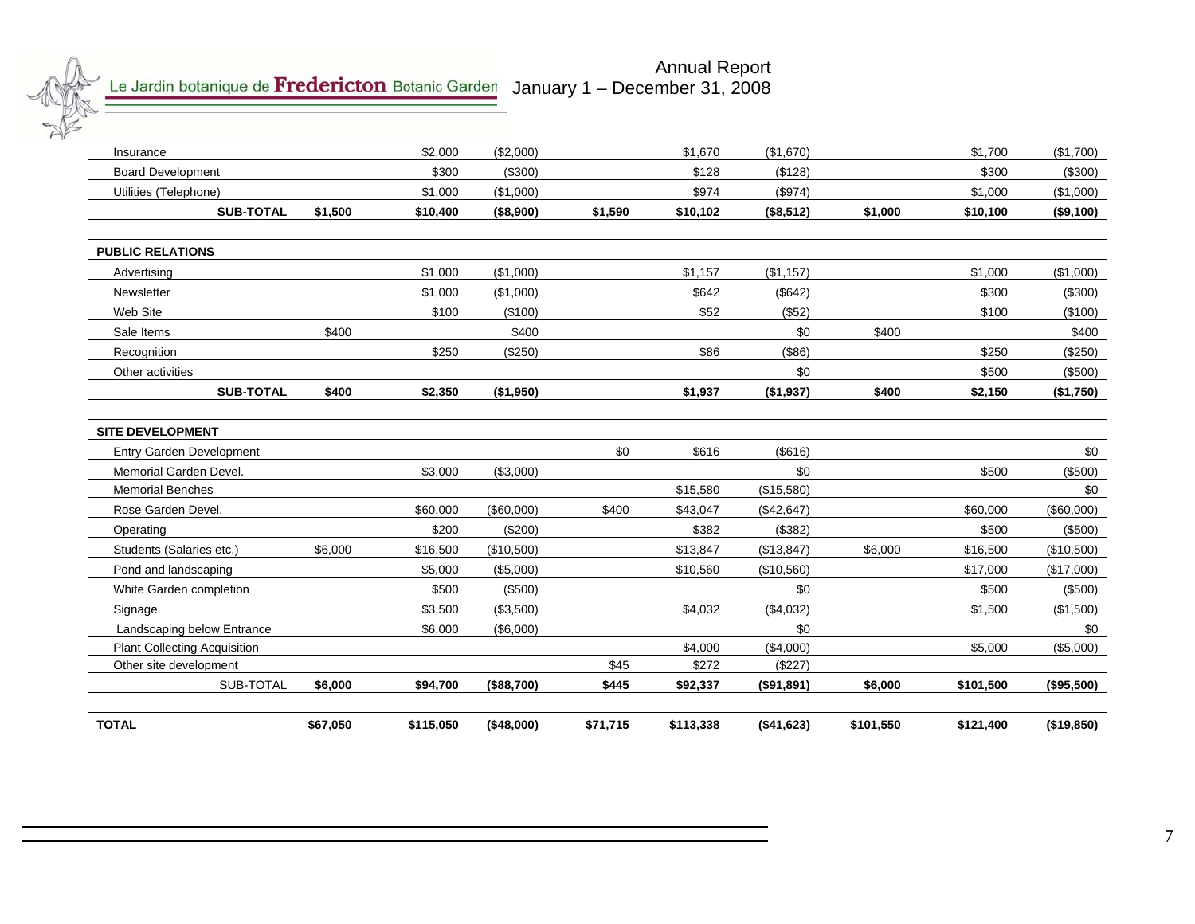| | | | | | | | | | |
|---|---|---|---|---|---|---|---|---|---|
| Insurance | | $2,000 | ($2,000) | | $1,670 | ($1,670) | | $1,700 | ($1,700) |
| Board Development | | $300 | ($300) | | $128 | ($128) | | $300 | ($300) |
| Utilities (Telephone) | | $1,000 | ($1,000) | | $974 | ($974) | | $1,000 | ($1,000) |
| **SUB-TOTAL** | **$1,500** | **$10,400** | **($8,900)** | **$1,590** | **$10,102** | **($8,512)** | **$1,000** | **$10,100** | **($9,100)** |
| | | | | | | | | | |
| **PUBLIC RELATIONS** | | | | | | | | | |
| Advertising | | $1,000 | ($1,000) | | $1,157 | ($1,157) | | $1,000 | ($1,000) |
| Newsletter | | $1,000 | ($1,000) | | $642 | ($642) | | $300 | ($300) |
| Web Site | | $100 | ($100) | | $52 | ($52) | | $100 | ($100) |
| Sale Items | $400 | | $400 | | | $0 | $400 | | $400 |
| Recognition | | $250 | ($250) | | $86 | ($86) | | $250 | ($250) |
| Other activities | | | | | | $0 | | $500 | ($500) |
| **SUB-TOTAL** | **$400** | **$2,350** | **($1,950)** | | **$1,937** | **($1,937)** | **$400** | **$2,150** | **($1,750)** |
| | | | | | | | | | |
| **SITE DEVELOPMENT** | | | | | | | | | |
| Entry Garden Development | | | | $0 | $616 | ($616) | | | $0 |
| Memorial Garden Devel. | | $3,000 | ($3,000) | | | $0 | | $500 | ($500) |
| Memorial Benches | | | | | $15,580 | ($15,580) | | | $0 |
| Rose Garden Devel. | | $60,000 | ($60,000) | $400 | $43,047 | ($42,647) | | $60,000 | ($60,000) |
| Operating | | $200 | ($200) | | $382 | ($382) | | $500 | ($500) |
| Students (Salaries etc.) | $6,000 | $16,500 | ($10,500) | | $13,847 | ($13,847) | $6,000 | $16,500 | ($10,500) |
| Pond and landscaping | | $5,000 | ($5,000) | | $10,560 | ($10,560) | | $17,000 | ($17,000) |
| White Garden completion | | $500 | ($500) | | | $0 | | $500 | ($500) |
| Signage | | $3,500 | ($3,500) | | $4,032 | ($4,032) | | $1,500 | ($1,500) |
| Landscaping below Entrance | | $6,000 | ($6,000) | | | $0 | | | $0 |
| Plant Collecting Acquisition | | | | | $4,000 | ($4,000) | | $5,000 | ($5,000) |
| Other site development | | | | $45 | $272 | ($227) | | | |
| SUB-TOTAL | **$6,000** | **$94,700** | **($88,700)** | **$445** | **$92,337** | **($91,891)** | **$6,000** | **$101,500** | **($95,500)** |
| | | | | | | | | | |
| **TOTAL** | **$67,050** | **$115,050** | **($48,000)** | **$71,715** | **$113,338** | **($41,623)** | **$101,550** | **$121,400** | **($19,850)** |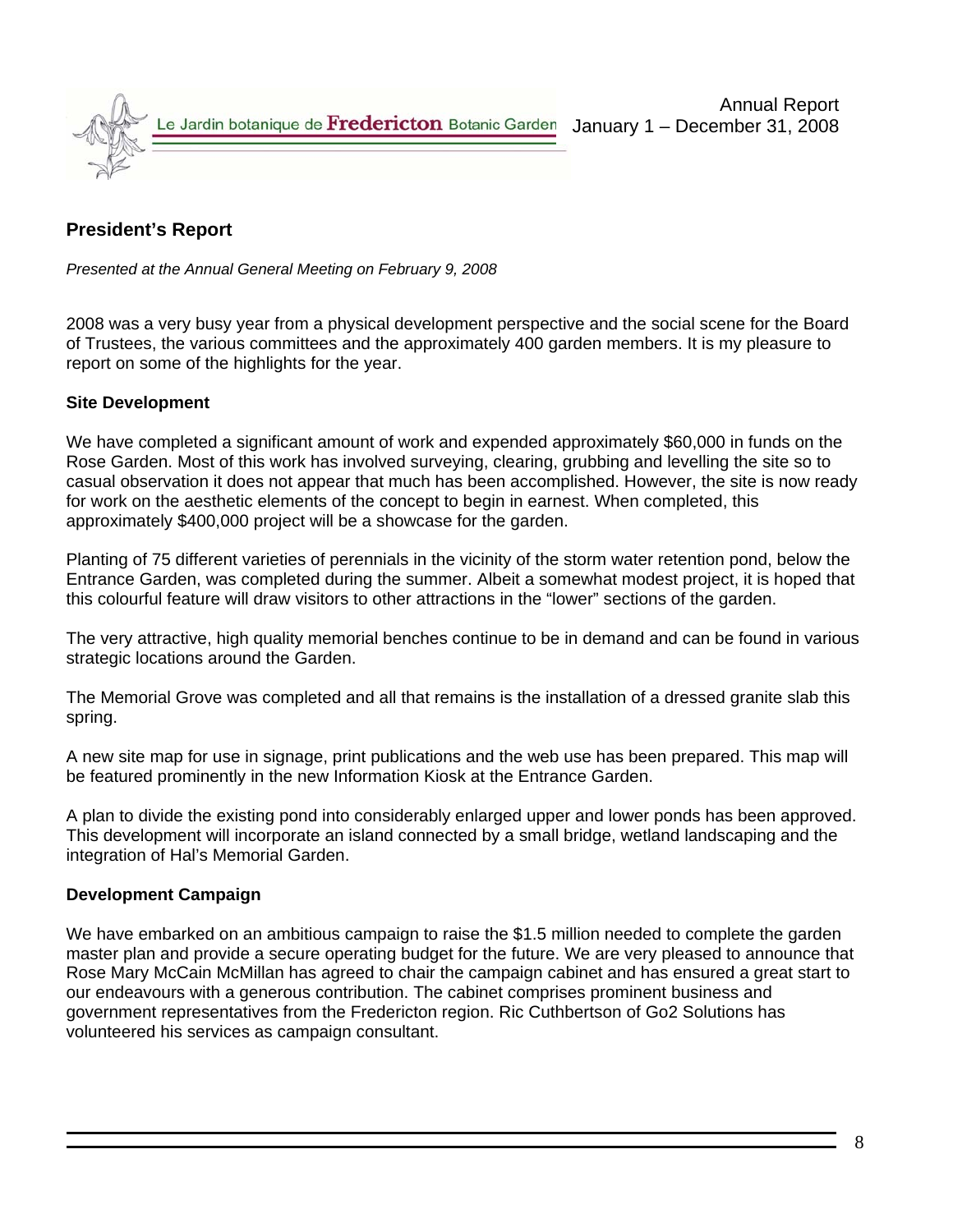## President's Report

*Presented at the Annual General Meeting on February 9, 2008*

2008 was a very busy year from a physical development perspective and the social scene for the Board of Trustees, the various committees and the approximately 400 garden members. It is my pleasure to report on some of the highlights for the year.

### Site Development

We have completed a significant amount of work and expended approximately $60,000 in funds on the Rose Garden. Most of this work has involved surveying, clearing, grubbing and levelling the site so to casual observation it does not appear that much has been accomplished. However, the site is now ready for work on the aesthetic elements of the concept to begin in earnest. When completed, this approximately $400,000 project will be a showcase for the garden.

Planting of 75 different varieties of perennials in the vicinity of the storm water retention pond, below the Entrance Garden, was completed during the summer. Albeit a somewhat modest project, it is hoped that this colourful feature will draw visitors to other attractions in the "lower" sections of the garden.

The very attractive, high quality memorial benches continue to be in demand and can be found in various strategic locations around the Garden.

The Memorial Grove was completed and all that remains is the installation of a dressed granite slab this spring.

A new site map for use in signage, print publications and the web use has been prepared. This map will be featured prominently in the new Information Kiosk at the Entrance Garden.

A plan to divide the existing pond into considerably enlarged upper and lower ponds has been approved. This development will incorporate an island connected by a small bridge, wetland landscaping and the integration of Hal's Memorial Garden.

### Development Campaign

We have embarked on an ambitious campaign to raise the $1.5 million needed to complete the garden master plan and provide a secure operating budget for the future. We are very pleased to announce that Rose Mary McCain McMillan has agreed to chair the campaign cabinet and has ensured a great start to our endeavours with a generous contribution. The cabinet comprises prominent business and government representatives from the Fredericton region. Ric Cuthbertson of Go2 Solutions has volunteered his services as campaign consultant.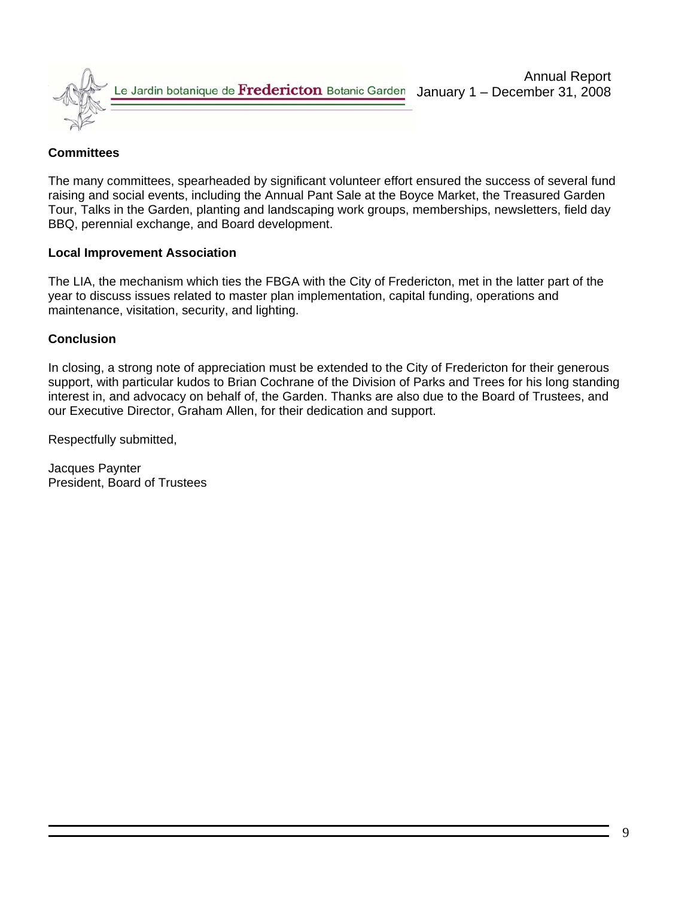**Committees**

The many committees, spearheaded by significant volunteer effort ensured the success of several fund raising and social events, including the Annual Pant Sale at the Boyce Market, the Treasured Garden Tour, Talks in the Garden, planting and landscaping work groups, memberships, newsletters, field day BBQ, perennial exchange, and Board development.

**Local Improvement Association**

The LIA, the mechanism which ties the FBGA with the City of Fredericton, met in the latter part of the year to discuss issues related to master plan implementation, capital funding, operations and maintenance, visitation, security, and lighting.

**Conclusion**

In closing, a strong note of appreciation must be extended to the City of Fredericton for their generous support, with particular kudos to Brian Cochrane of the Division of Parks and Trees for his long standing interest in, and advocacy on behalf of, the Garden. Thanks are also due to the Board of Trustees, and our Executive Director, Graham Allen, for their dedication and support.

Respectfully submitted,

Jacques Paynter
President, Board of Trustees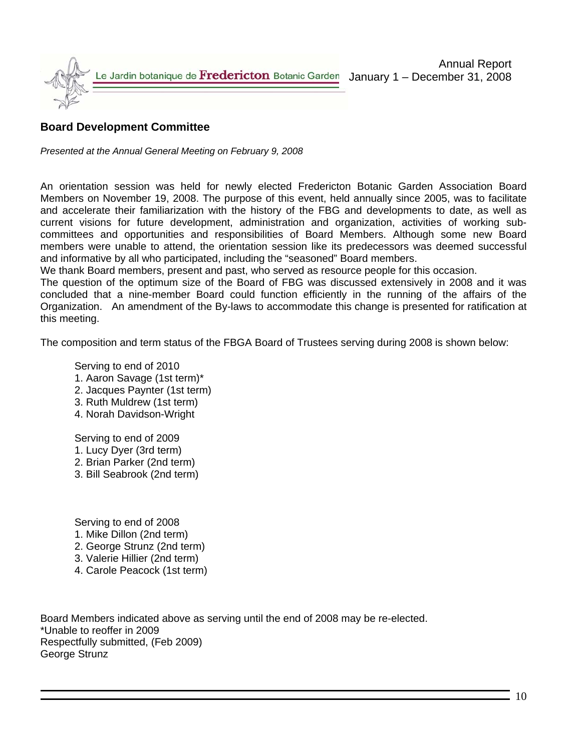## Board Development Committee

*Presented at the Annual General Meeting on February 9, 2008*

An orientation session was held for newly elected Fredericton Botanic Garden Association Board Members on November 19, 2008. The purpose of this event, held annually since 2005, was to facilitate and accelerate their familiarization with the history of the FBG and developments to date, as well as current visions for future development, administration and organization, activities of working sub-committees and opportunities and responsibilities of Board Members. Although some new Board members were unable to attend, the orientation session like its predecessors was deemed successful and informative by all who participated, including the "seasoned" Board members.

We thank Board members, present and past, who served as resource people for this occasion.

The question of the optimum size of the Board of FBG was discussed extensively in 2008 and it was concluded that a nine-member Board could function efficiently in the running of the affairs of the Organization. An amendment of the By-laws to accommodate this change is presented for ratification at this meeting.

The composition and term status of the FBGA Board of Trustees serving during 2008 is shown below:

Serving to end of 2010
1. Aaron Savage (1st term)*
2. Jacques Paynter (1st term)
3. Ruth Muldrew (1st term)
4. Norah Davidson-Wright

Serving to end of 2009
1. Lucy Dyer (3rd term)
2. Brian Parker (2nd term)
3. Bill Seabrook (2nd term)

Serving to end of 2008
1. Mike Dillon (2nd term)
2. George Strunz (2nd term)
3. Valerie Hillier (2nd term)
4. Carole Peacock (1st term)

Board Members indicated above as serving until the end of 2008 may be re-elected.
*Unable to reoffer in 2009
Respectfully submitted, (Feb 2009)
George Strunz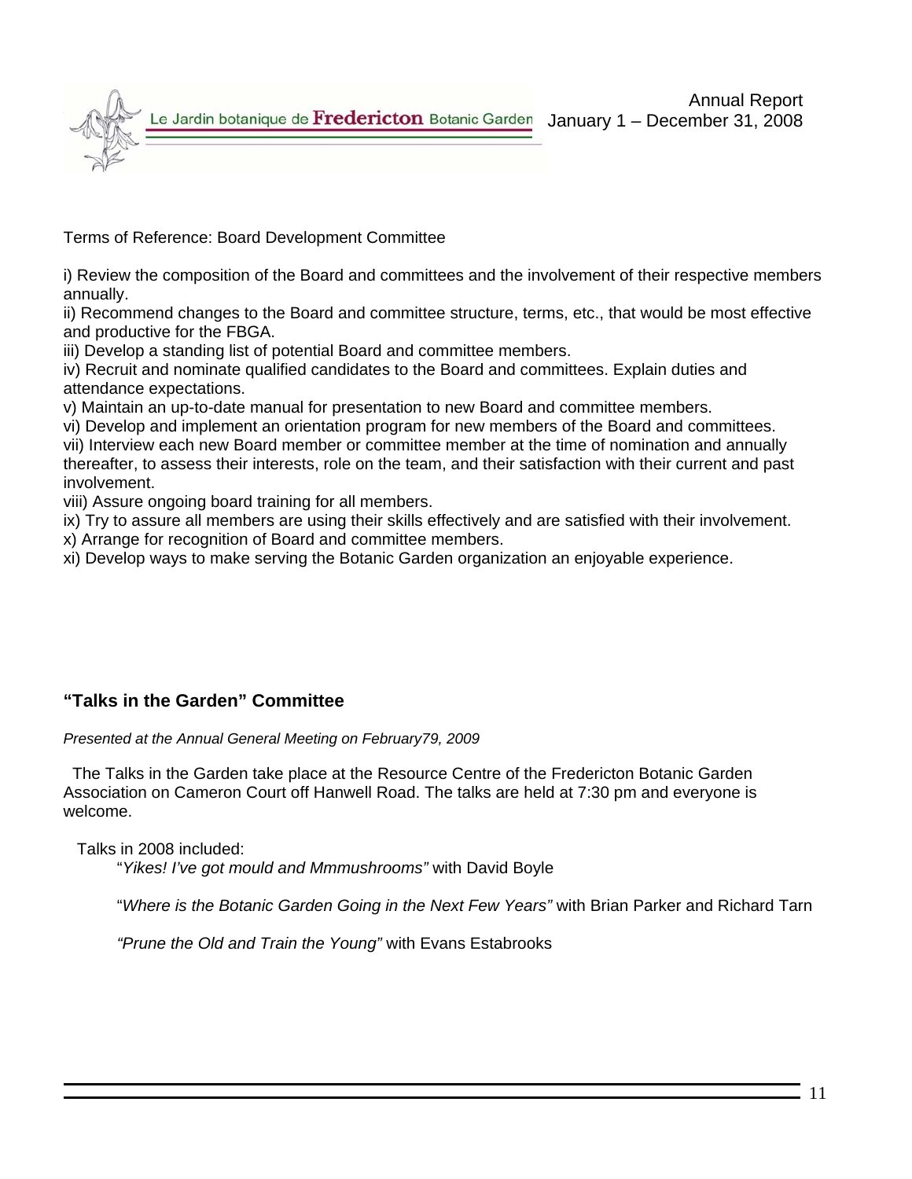Terms of Reference: Board Development Committee

i) Review the composition of the Board and committees and the involvement of their respective members annually.
ii) Recommend changes to the Board and committee structure, terms, etc., that would be most effective and productive for the FBGA.
iii) Develop a standing list of potential Board and committee members.
iv) Recruit and nominate qualified candidates to the Board and committees. Explain duties and attendance expectations.
v) Maintain an up-to-date manual for presentation to new Board and committee members.
vi) Develop and implement an orientation program for new members of the Board and committees.
vii) Interview each new Board member or committee member at the time of nomination and annually thereafter, to assess their interests, role on the team, and their satisfaction with their current and past involvement.
viii) Assure ongoing board training for all members.
ix) Try to assure all members are using their skills effectively and are satisfied with their involvement.
x) Arrange for recognition of Board and committee members.
xi) Develop ways to make serving the Botanic Garden organization an enjoyable experience.

## "Talks in the Garden" Committee

*Presented at the Annual General Meeting on February79, 2009*

The Talks in the Garden take place at the Resource Centre of the Fredericton Botanic Garden Association on Cameron Court off Hanwell Road. The talks are held at 7:30 pm and everyone is welcome.

Talks in 2008 included:

"*Yikes! I've got mould and Mmmushrooms"* with David Boyle

"*Where is the Botanic Garden Going in the Next Few Years"* with Brian Parker and Richard Tarn

*"Prune the Old and Train the Young"* with Evans Estabrooks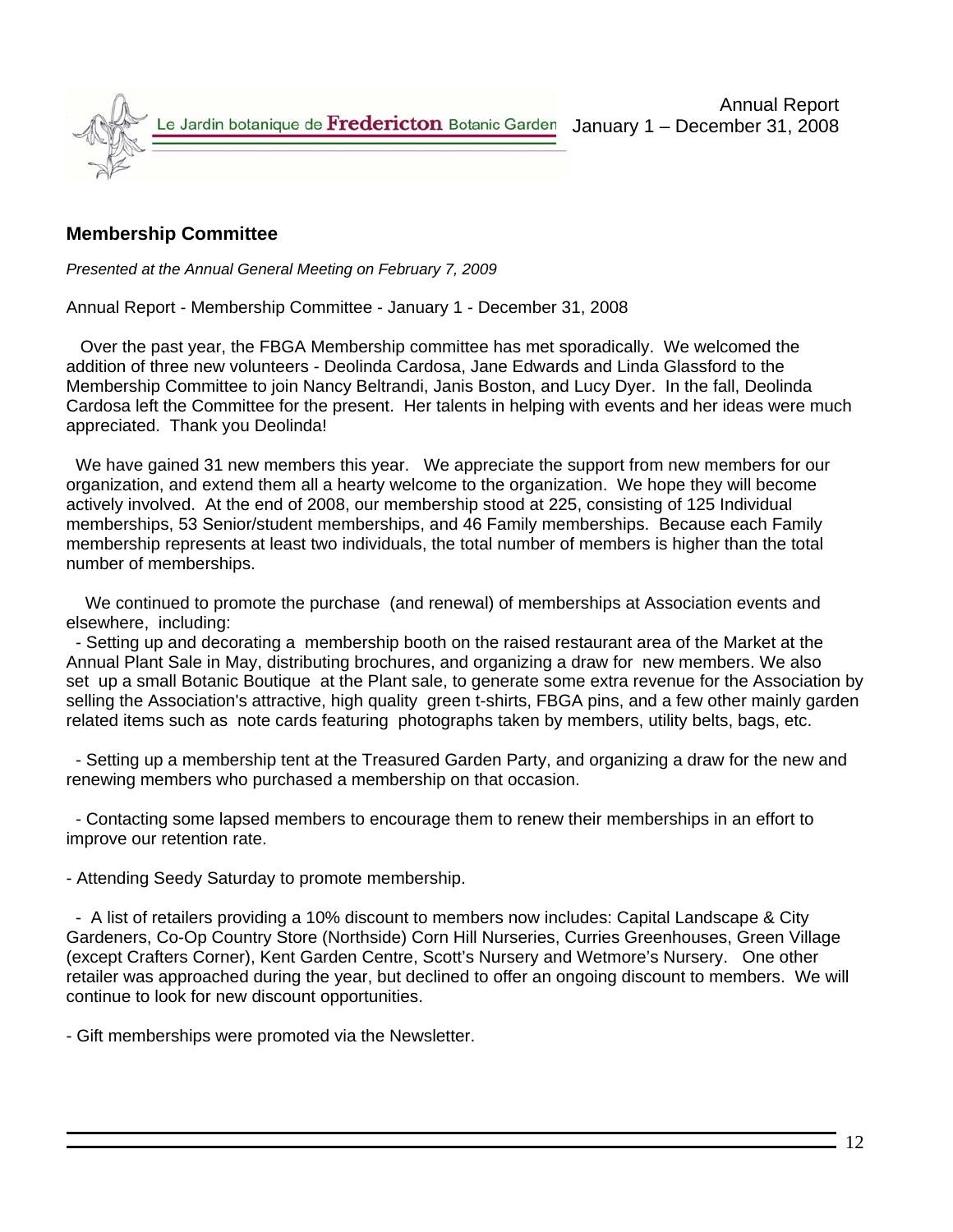## Membership Committee

*Presented at the Annual General Meeting on February 7, 2009*

Annual Report - Membership Committee - January 1 - December 31, 2008

Over the past year, the FBGA Membership committee has met sporadically. We welcomed the addition of three new volunteers - Deolinda Cardosa, Jane Edwards and Linda Glassford to the Membership Committee to join Nancy Beltrandi, Janis Boston, and Lucy Dyer. In the fall, Deolinda Cardosa left the Committee for the present. Her talents in helping with events and her ideas were much appreciated. Thank you Deolinda!

We have gained 31 new members this year. We appreciate the support from new members for our organization, and extend them all a hearty welcome to the organization. We hope they will become actively involved. At the end of 2008, our membership stood at 225, consisting of 125 Individual memberships, 53 Senior/student memberships, and 46 Family memberships. Because each Family membership represents at least two individuals, the total number of members is higher than the total number of memberships.

We continued to promote the purchase (and renewal) of memberships at Association events and elsewhere, including:

- Setting up and decorating a membership booth on the raised restaurant area of the Market at the Annual Plant Sale in May, distributing brochures, and organizing a draw for new members. We also set up a small Botanic Boutique at the Plant sale, to generate some extra revenue for the Association by selling the Association's attractive, high quality green t-shirts, FBGA pins, and a few other mainly garden related items such as note cards featuring photographs taken by members, utility belts, bags, etc.

- Setting up a membership tent at the Treasured Garden Party, and organizing a draw for the new and renewing members who purchased a membership on that occasion.

- Contacting some lapsed members to encourage them to renew their memberships in an effort to improve our retention rate.

- Attending Seedy Saturday to promote membership.

- A list of retailers providing a 10% discount to members now includes: Capital Landscape & City Gardeners, Co-Op Country Store (Northside) Corn Hill Nurseries, Curries Greenhouses, Green Village (except Crafters Corner), Kent Garden Centre, Scott's Nursery and Wetmore's Nursery. One other retailer was approached during the year, but declined to offer an ongoing discount to members. We will continue to look for new discount opportunities.

- Gift memberships were promoted via the Newsletter.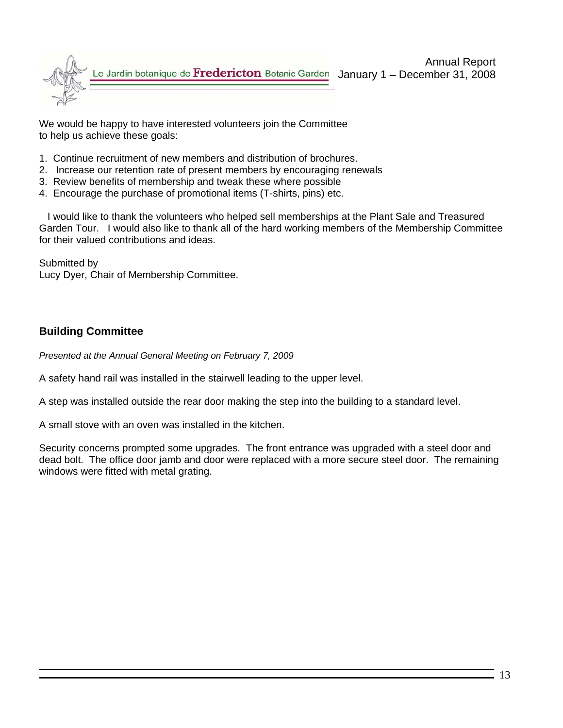We would be happy to have interested volunteers join the Committee to help us achieve these goals:

1. Continue recruitment of new members and distribution of brochures.
2. Increase our retention rate of present members by encouraging renewals
3. Review benefits of membership and tweak these where possible
4. Encourage the purchase of promotional items (T-shirts, pins) etc.

I would like to thank the volunteers who helped sell memberships at the Plant Sale and Treasured Garden Tour. I would also like to thank all of the hard working members of the Membership Committee for their valued contributions and ideas.

Submitted by
Lucy Dyer, Chair of Membership Committee.

## Building Committee

*Presented at the Annual General Meeting on February 7, 2009*

A safety hand rail was installed in the stairwell leading to the upper level.

A step was installed outside the rear door making the step into the building to a standard level.

A small stove with an oven was installed in the kitchen.

Security concerns prompted some upgrades. The front entrance was upgraded with a steel door and dead bolt. The office door jamb and door were replaced with a more secure steel door. The remaining windows were fitted with metal grating.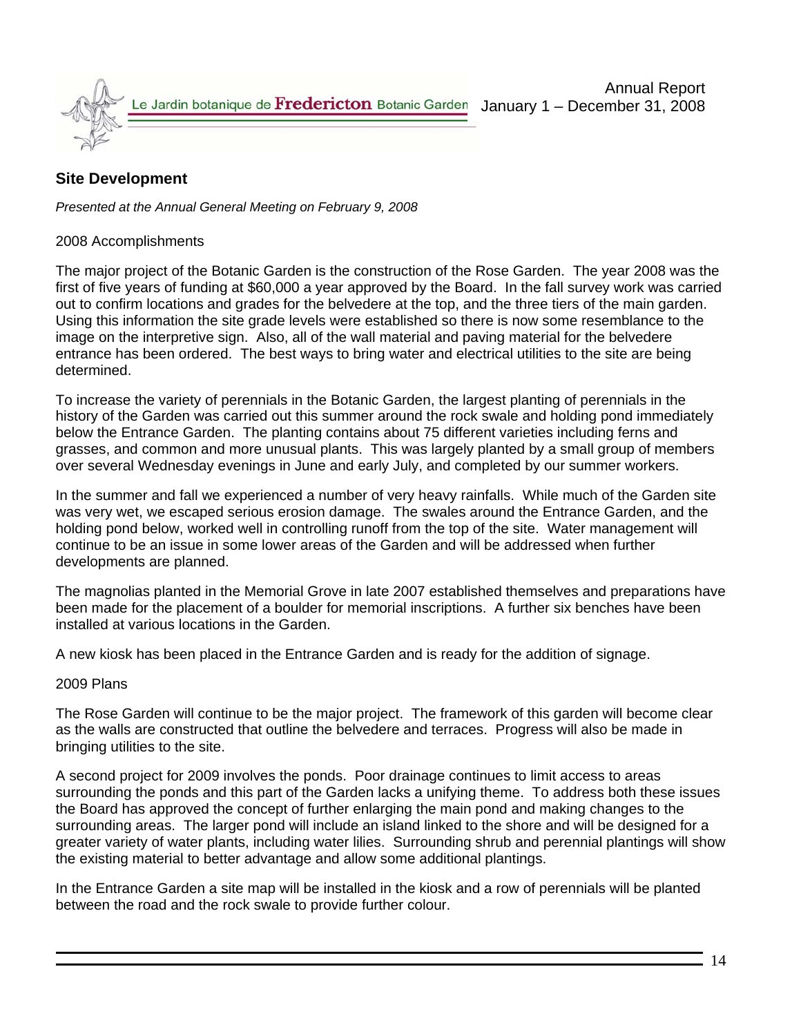## Site Development

*Presented at the Annual General Meeting on February 9, 2008*

2008 Accomplishments

The major project of the Botanic Garden is the construction of the Rose Garden. The year 2008 was the first of five years of funding at $60,000 a year approved by the Board. In the fall survey work was carried out to confirm locations and grades for the belvedere at the top, and the three tiers of the main garden. Using this information the site grade levels were established so there is now some resemblance to the image on the interpretive sign. Also, all of the wall material and paving material for the belvedere entrance has been ordered. The best ways to bring water and electrical utilities to the site are being determined.

To increase the variety of perennials in the Botanic Garden, the largest planting of perennials in the history of the Garden was carried out this summer around the rock swale and holding pond immediately below the Entrance Garden. The planting contains about 75 different varieties including ferns and grasses, and common and more unusual plants. This was largely planted by a small group of members over several Wednesday evenings in June and early July, and completed by our summer workers.

In the summer and fall we experienced a number of very heavy rainfalls. While much of the Garden site was very wet, we escaped serious erosion damage. The swales around the Entrance Garden, and the holding pond below, worked well in controlling runoff from the top of the site. Water management will continue to be an issue in some lower areas of the Garden and will be addressed when further developments are planned.

The magnolias planted in the Memorial Grove in late 2007 established themselves and preparations have been made for the placement of a boulder for memorial inscriptions. A further six benches have been installed at various locations in the Garden.

A new kiosk has been placed in the Entrance Garden and is ready for the addition of signage.

2009 Plans

The Rose Garden will continue to be the major project. The framework of this garden will become clear as the walls are constructed that outline the belvedere and terraces. Progress will also be made in bringing utilities to the site.

A second project for 2009 involves the ponds. Poor drainage continues to limit access to areas surrounding the ponds and this part of the Garden lacks a unifying theme. To address both these issues the Board has approved the concept of further enlarging the main pond and making changes to the surrounding areas. The larger pond will include an island linked to the shore and will be designed for a greater variety of water plants, including water lilies. Surrounding shrub and perennial plantings will show the existing material to better advantage and allow some additional plantings.

In the Entrance Garden a site map will be installed in the kiosk and a row of perennials will be planted between the road and the rock swale to provide further colour.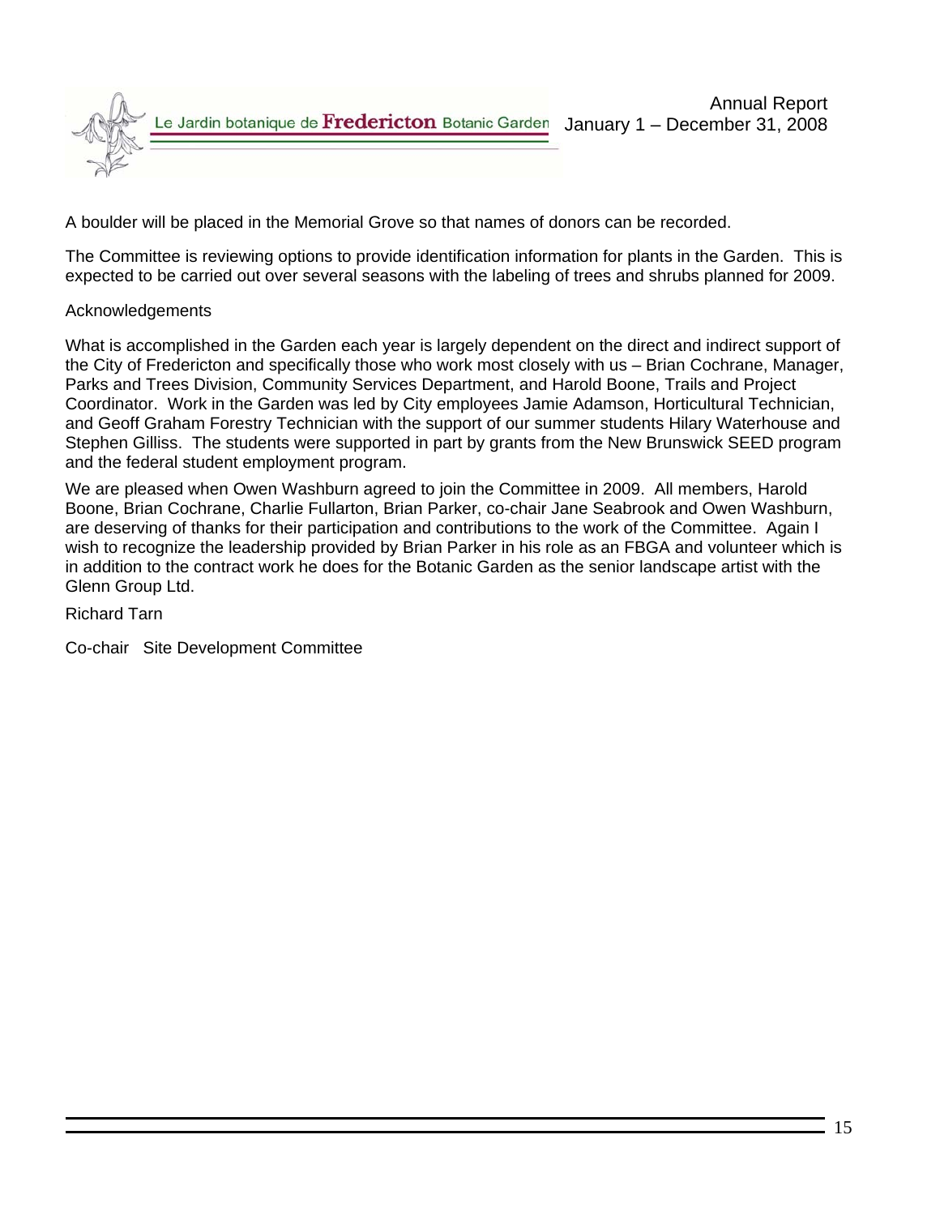A boulder will be placed in the Memorial Grove so that names of donors can be recorded.

The Committee is reviewing options to provide identification information for plants in the Garden. This is expected to be carried out over several seasons with the labeling of trees and shrubs planned for 2009.

Acknowledgements

What is accomplished in the Garden each year is largely dependent on the direct and indirect support of the City of Fredericton and specifically those who work most closely with us – Brian Cochrane, Manager, Parks and Trees Division, Community Services Department, and Harold Boone, Trails and Project Coordinator. Work in the Garden was led by City employees Jamie Adamson, Horticultural Technician, and Geoff Graham Forestry Technician with the support of our summer students Hilary Waterhouse and Stephen Gilliss. The students were supported in part by grants from the New Brunswick SEED program and the federal student employment program.

We are pleased when Owen Washburn agreed to join the Committee in 2009. All members, Harold Boone, Brian Cochrane, Charlie Fullarton, Brian Parker, co-chair Jane Seabrook and Owen Washburn, are deserving of thanks for their participation and contributions to the work of the Committee. Again I wish to recognize the leadership provided by Brian Parker in his role as an FBGA and volunteer which is in addition to the contract work he does for the Botanic Garden as the senior landscape artist with the Glenn Group Ltd.

Richard Tarn

Co-chair Site Development Committee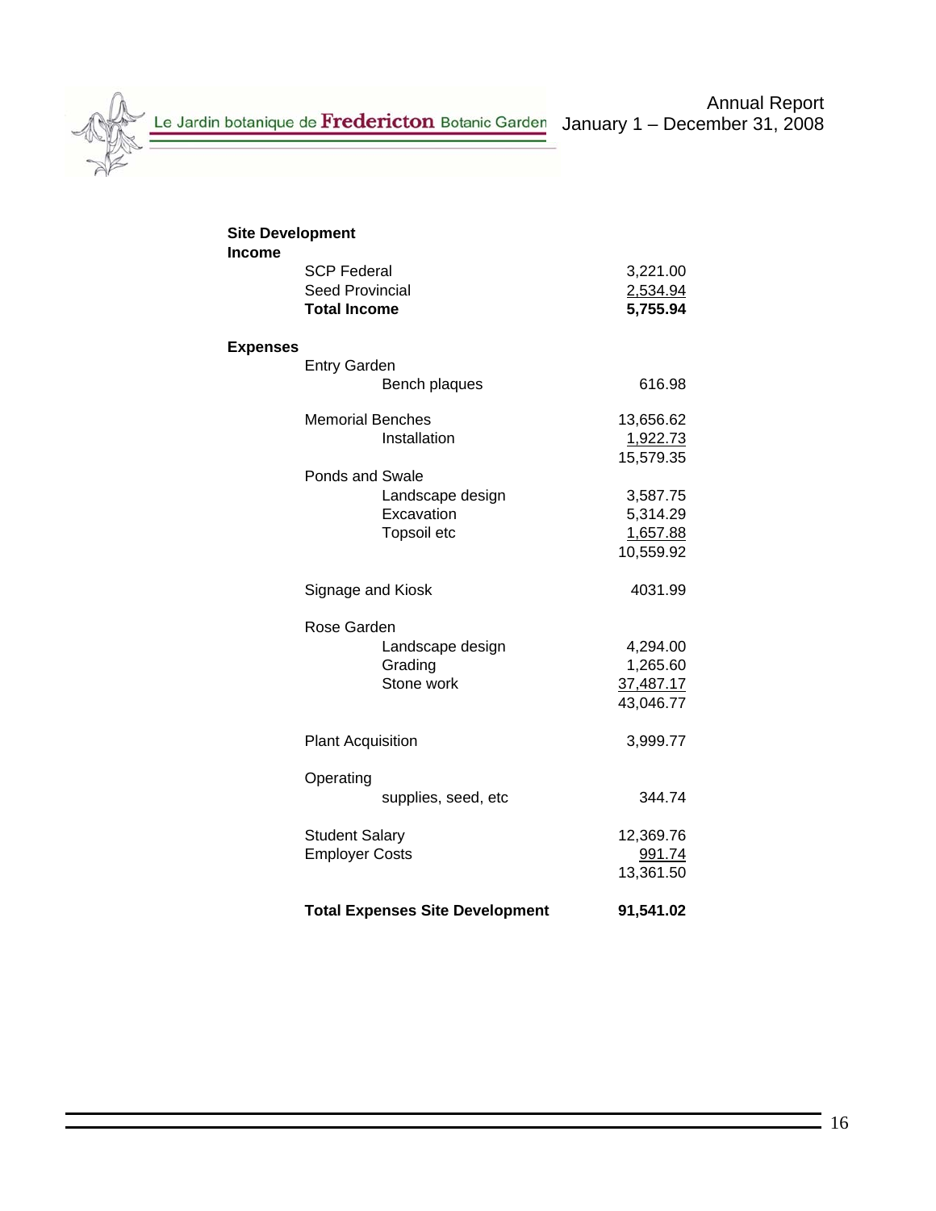**Site Development**

**Income**

| | |
|---|---:|
| SCP Federal | 3,221.00 |
| Seed Provincial | 2,534.94 |
| **Total Income** | **5,755.94** |

**Expenses**

| | | |
|---|---|---:|
| Entry Garden | | |
| | Bench plaques | 616.98 |
| Memorial Benches | | 13,656.62 |
| | Installation | 1,922.73 |
| | | 15,579.35 |
| Ponds and Swale | | |
| | Landscape design | 3,587.75 |
| | Excavation | 5,314.29 |
| | Topsoil etc | 1,657.88 |
| | | 10,559.92 |
| Signage and Kiosk | | 4031.99 |
| Rose Garden | | |
| | Landscape design | 4,294.00 |
| | Grading | 1,265.60 |
| | Stone work | 37,487.17 |
| | | 43,046.77 |
| Plant Acquisition | | 3,999.77 |
| Operating | | |
| | supplies, seed, etc | 344.74 |
| Student Salary | | 12,369.76 |
| Employer Costs | | 991.74 |
| | | 13,361.50 |
| **Total Expenses Site Development** | | **91,541.02** |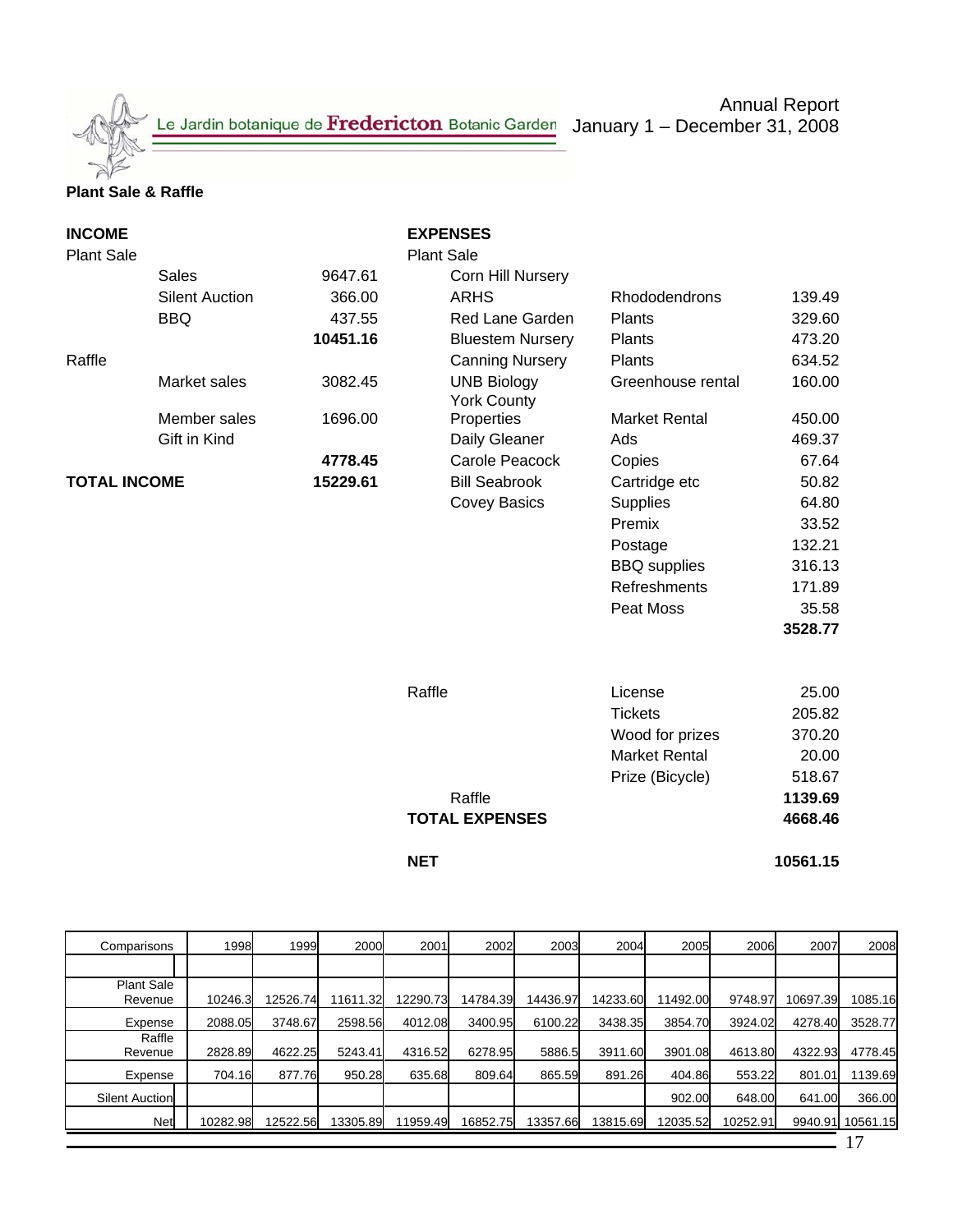Le Jardin botanique de Fredericton Botanic Garden

Annual Report
January 1 – December 31, 2008

**Plant Sale & Raffle**

| **INCOME** | | |
|---|---|---|
| Plant Sale | | |
| | Sales | 9647.61 |
| | Silent Auction | 366.00 |
| | BBQ | 437.55 |
| | | **10451.16** |
| Raffle | | |
| | Market sales | 3082.45 |
| | Member sales | 1696.00 |
| | Gift in Kind | |
| | | **4778.45** |
| **TOTAL INCOME** | | **15229.61** |

| **EXPENSES** | | | |
|---|---|---|---|
| Plant Sale | | | |
| | Corn Hill Nursery | | |
| | ARHS | Rhododendrons | 139.49 |
| | Red Lane Garden | Plants | 329.60 |
| | Bluestem Nursery | Plants | 473.20 |
| | Canning Nursery | Plants | 634.52 |
| | UNB Biology | Greenhouse rental | 160.00 |
| | York County Properties | Market Rental | 450.00 |
| | Daily Gleaner | Ads | 469.37 |
| | Carole Peacock | Copies | 67.64 |
| | Bill Seabrook | Cartridge etc | 50.82 |
| | Covey Basics | Supplies | 64.80 |
| | | Premix | 33.52 |
| | | Postage | 132.21 |
| | | BBQ supplies | 316.13 |
| | | Refreshments | 171.89 |
| | | Peat Moss | 35.58 |
| | | | **3528.77** |
| Raffle | | License | 25.00 |
| | | Tickets | 205.82 |
| | | Wood for prizes | 370.20 |
| | | Market Rental | 20.00 |
| | | Prize (Bicycle) | 518.67 |
| | Raffle | | **1139.69** |
| **TOTAL EXPENSES** | | | **4668.46** |
| **NET** | | | **10561.15** |

| Comparisons | 1998 | 1999 | 2000 | 2001 | 2002 | 2003 | 2004 | 2005 | 2006 | 2007 | 2008 |
|---|---|---|---|---|---|---|---|---|---|---|---|
| Plant Sale Revenue | 10246.3 | 12526.74 | 11611.32 | 12290.73 | 14784.39 | 14436.97 | 14233.60 | 11492.00 | 9748.97 | 10697.39 | 1085.16 |
| Expense | 2088.05 | 3748.67 | 2598.56 | 4012.08 | 3400.95 | 6100.22 | 3438.35 | 3854.70 | 3924.02 | 4278.40 | 3528.77 |
| Raffle Revenue | 2828.89 | 4622.25 | 5243.41 | 4316.52 | 6278.95 | 5886.5 | 3911.60 | 3901.08 | 4613.80 | 4322.93 | 4778.45 |
| Expense | 704.16 | 877.76 | 950.28 | 635.68 | 809.64 | 865.59 | 891.26 | 404.86 | 553.22 | 801.01 | 1139.69 |
| Silent Auction | | | | | | | | 902.00 | 648.00 | 641.00 | 366.00 |
| Net | 10282.98 | 12522.56 | 13305.89 | 11959.49 | 16852.75 | 13357.66 | 13815.69 | 12035.52 | 10252.91 | 9940.91 | 10561.15 |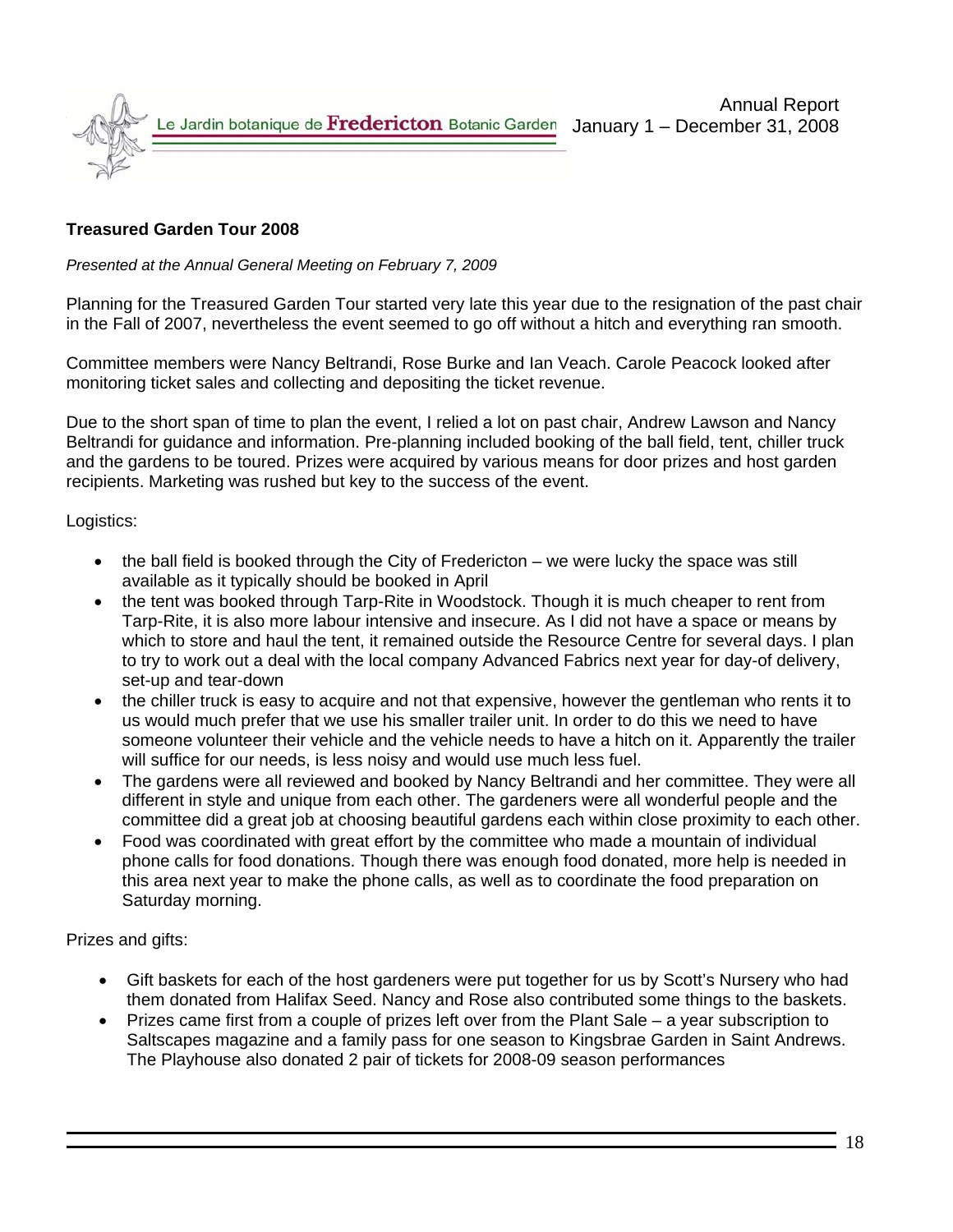**Treasured Garden Tour 2008**

*Presented at the Annual General Meeting on February 7, 2009*

Planning for the Treasured Garden Tour started very late this year due to the resignation of the past chair in the Fall of 2007, nevertheless the event seemed to go off without a hitch and everything ran smooth.

Committee members were Nancy Beltrandi, Rose Burke and Ian Veach. Carole Peacock looked after monitoring ticket sales and collecting and depositing the ticket revenue.

Due to the short span of time to plan the event, I relied a lot on past chair, Andrew Lawson and Nancy Beltrandi for guidance and information. Pre-planning included booking of the ball field, tent, chiller truck and the gardens to be toured. Prizes were acquired by various means for door prizes and host garden recipients. Marketing was rushed but key to the success of the event.

Logistics:

- the ball field is booked through the City of Fredericton – we were lucky the space was still available as it typically should be booked in April
- the tent was booked through Tarp-Rite in Woodstock. Though it is much cheaper to rent from Tarp-Rite, it is also more labour intensive and insecure. As I did not have a space or means by which to store and haul the tent, it remained outside the Resource Centre for several days. I plan to try to work out a deal with the local company Advanced Fabrics next year for day-of delivery, set-up and tear-down
- the chiller truck is easy to acquire and not that expensive, however the gentleman who rents it to us would much prefer that we use his smaller trailer unit. In order to do this we need to have someone volunteer their vehicle and the vehicle needs to have a hitch on it. Apparently the trailer will suffice for our needs, is less noisy and would use much less fuel.
- The gardens were all reviewed and booked by Nancy Beltrandi and her committee. They were all different in style and unique from each other. The gardeners were all wonderful people and the committee did a great job at choosing beautiful gardens each within close proximity to each other.
- Food was coordinated with great effort by the committee who made a mountain of individual phone calls for food donations. Though there was enough food donated, more help is needed in this area next year to make the phone calls, as well as to coordinate the food preparation on Saturday morning.

Prizes and gifts:

- Gift baskets for each of the host gardeners were put together for us by Scott's Nursery who had them donated from Halifax Seed. Nancy and Rose also contributed some things to the baskets.
- Prizes came first from a couple of prizes left over from the Plant Sale – a year subscription to Saltscapes magazine and a family pass for one season to Kingsbrae Garden in Saint Andrews. The Playhouse also donated 2 pair of tickets for 2008-09 season performances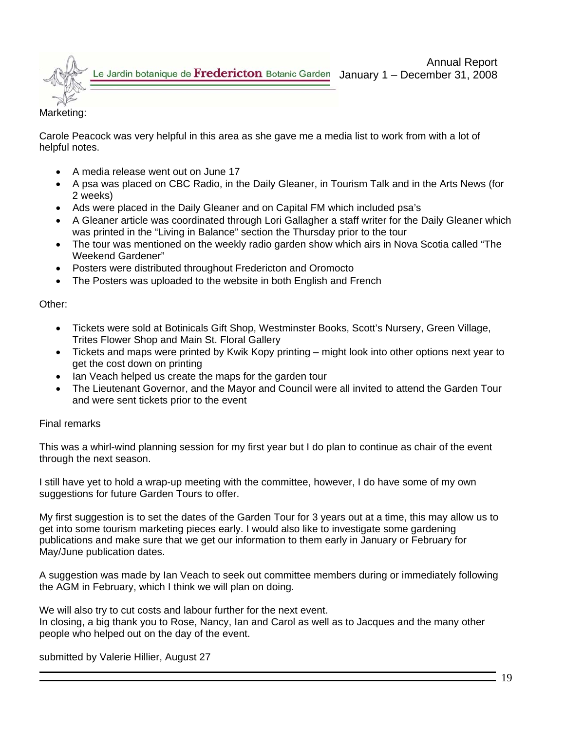Marketing:

Carole Peacock was very helpful in this area as she gave me a media list to work from with a lot of helpful notes.

- A media release went out on June 17
- A psa was placed on CBC Radio, in the Daily Gleaner, in Tourism Talk and in the Arts News (for 2 weeks)
- Ads were placed in the Daily Gleaner and on Capital FM which included psa's
- A Gleaner article was coordinated through Lori Gallagher a staff writer for the Daily Gleaner which was printed in the "Living in Balance" section the Thursday prior to the tour
- The tour was mentioned on the weekly radio garden show which airs in Nova Scotia called "The Weekend Gardener"
- Posters were distributed throughout Fredericton and Oromocto
- The Posters was uploaded to the website in both English and French

Other:

- Tickets were sold at Botinicals Gift Shop, Westminster Books, Scott's Nursery, Green Village, Trites Flower Shop and Main St. Floral Gallery
- Tickets and maps were printed by Kwik Kopy printing – might look into other options next year to get the cost down on printing
- Ian Veach helped us create the maps for the garden tour
- The Lieutenant Governor, and the Mayor and Council were all invited to attend the Garden Tour and were sent tickets prior to the event

Final remarks

This was a whirl-wind planning session for my first year but I do plan to continue as chair of the event through the next season.

I still have yet to hold a wrap-up meeting with the committee, however, I do have some of my own suggestions for future Garden Tours to offer.

My first suggestion is to set the dates of the Garden Tour for 3 years out at a time, this may allow us to get into some tourism marketing pieces early. I would also like to investigate some gardening publications and make sure that we get our information to them early in January or February for May/June publication dates.

A suggestion was made by Ian Veach to seek out committee members during or immediately following the AGM in February, which I think we will plan on doing.

We will also try to cut costs and labour further for the next event.
In closing, a big thank you to Rose, Nancy, Ian and Carol as well as to Jacques and the many other people who helped out on the day of the event.

submitted by Valerie Hillier, August 27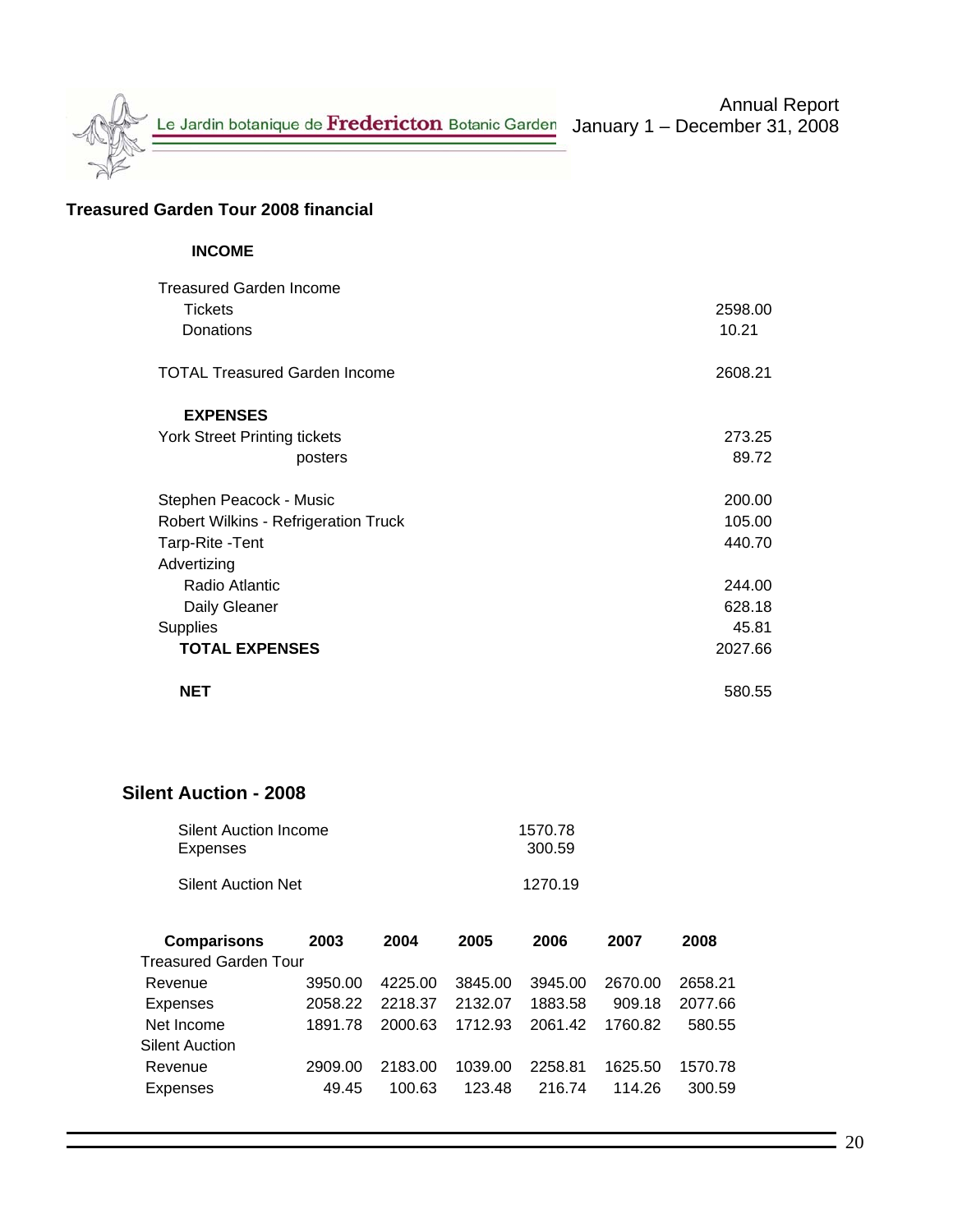## Treasured Garden Tour 2008 financial

**INCOME**

| | |
|---|---|
| Treasured Garden Income | |
| Tickets | 2598.00 |
| Donations | 10.21 |
| TOTAL Treasured Garden Income | 2608.21 |
| **EXPENSES** | |
| York Street Printing tickets | 273.25 |
| posters | 89.72 |
| Stephen Peacock - Music | 200.00 |
| Robert Wilkins - Refrigeration Truck | 105.00 |
| Tarp-Rite -Tent | 440.70 |
| Advertizing | |
| Radio Atlantic | 244.00 |
| Daily Gleaner | 628.18 |
| Supplies | 45.81 |
| **TOTAL EXPENSES** | 2027.66 |
| **NET** | 580.55 |

## Silent Auction - 2008

| | |
|---|---|
| Silent Auction Income | 1570.78 |
| Expenses | 300.59 |
| Silent Auction Net | 1270.19 |

| **Comparisons** | **2003** | **2004** | **2005** | **2006** | **2007** | **2008** |
|---|---|---|---|---|---|---|
| Treasured Garden Tour | | | | | | |
| Revenue | 3950.00 | 4225.00 | 3845.00 | 3945.00 | 2670.00 | 2658.21 |
| Expenses | 2058.22 | 2218.37 | 2132.07 | 1883.58 | 909.18 | 2077.66 |
| Net Income | 1891.78 | 2000.63 | 1712.93 | 2061.42 | 1760.82 | 580.55 |
| Silent Auction | | | | | | |
| Revenue | 2909.00 | 2183.00 | 1039.00 | 2258.81 | 1625.50 | 1570.78 |
| Expenses | 49.45 | 100.63 | 123.48 | 216.74 | 114.26 | 300.59 |